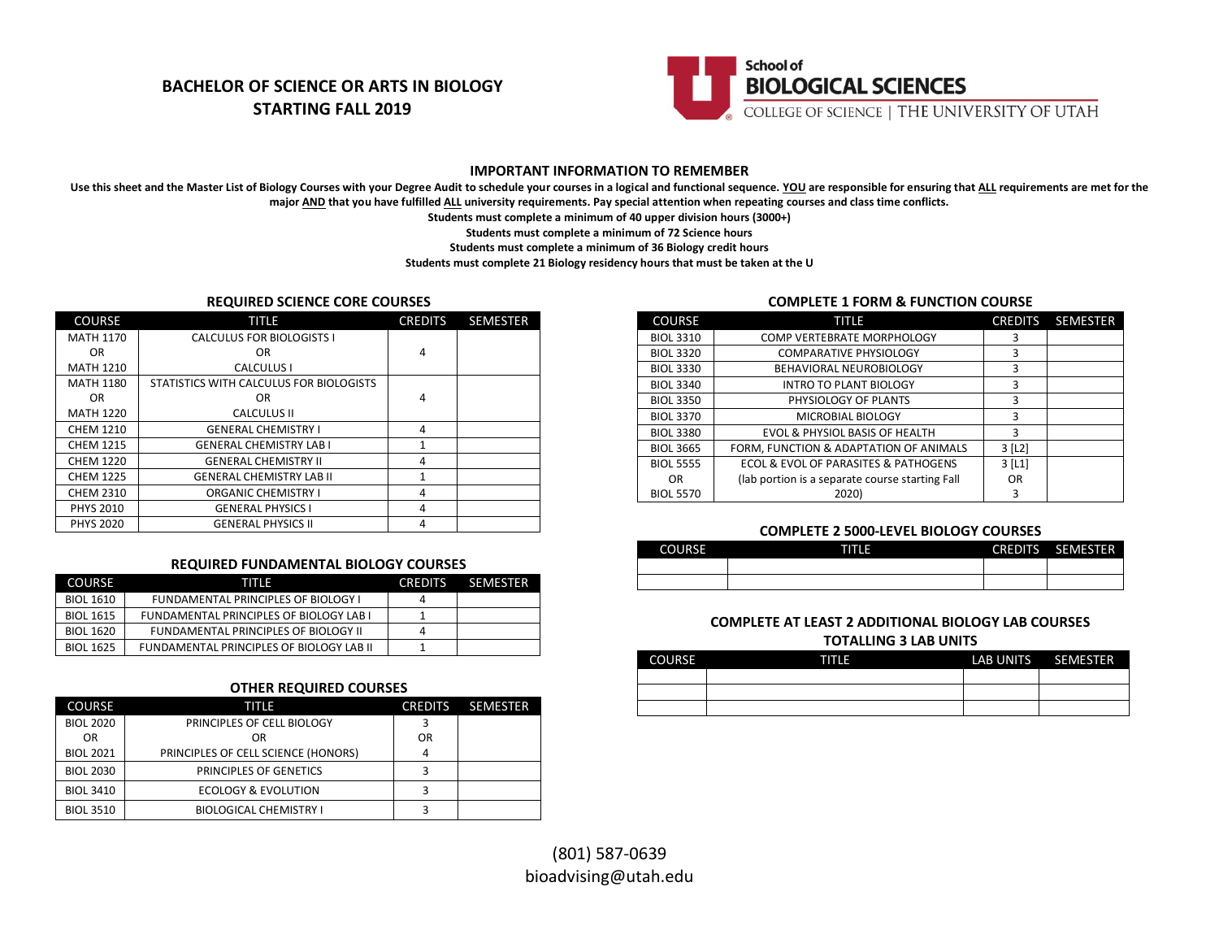# BACHELOR OF SCIENCE OR ARTS IN BIOLOGY
## STARTING FALL 2019

**School of BIOLOGICAL SCIENCES**
COLLEGE OF SCIENCE | THE UNIVERSITY OF UTAH

### IMPORTANT INFORMATION TO REMEMBER

**Use this sheet and the Master List of Biology Courses with your Degree Audit to schedule your courses in a logical and functional sequence. YOU are responsible for ensuring that ALL requirements are met for the major AND that you have fulfilled ALL university requirements. Pay special attention when repeating courses and class time conflicts.**

**Students must complete a minimum of 40 upper division hours (3000+)**

**Students must complete a minimum of 72 Science hours**

**Students must complete a minimum of 36 Biology credit hours**

**Students must complete 21 Biology residency hours that must be taken at the U**

### REQUIRED SCIENCE CORE COURSES

| COURSE | TITLE | CREDITS | SEMESTER |
|---|---|---|---|
| MATH 1170 OR MATH 1210 | CALCULUS FOR BIOLOGISTS I OR CALCULUS I | 4 | |
| MATH 1180 OR MATH 1220 | STATISTICS WITH CALCULUS FOR BIOLOGISTS OR CALCULUS II | 4 | |
| CHEM 1210 | GENERAL CHEMISTRY I | 4 | |
| CHEM 1215 | GENERAL CHEMISTRY LAB I | 1 | |
| CHEM 1220 | GENERAL CHEMISTRY II | 4 | |
| CHEM 1225 | GENERAL CHEMISTRY LAB II | 1 | |
| CHEM 2310 | ORGANIC CHEMISTRY I | 4 | |
| PHYS 2010 | GENERAL PHYSICS I | 4 | |
| PHYS 2020 | GENERAL PHYSICS II | 4 | |

### REQUIRED FUNDAMENTAL BIOLOGY COURSES

| COURSE | TITLE | CREDITS | SEMESTER |
|---|---|---|---|
| BIOL 1610 | FUNDAMENTAL PRINCIPLES OF BIOLOGY I | 4 | |
| BIOL 1615 | FUNDAMENTAL PRINCIPLES OF BIOLOGY LAB I | 1 | |
| BIOL 1620 | FUNDAMENTAL PRINCIPLES OF BIOLOGY II | 4 | |
| BIOL 1625 | FUNDAMENTAL PRINCIPLES OF BIOLOGY LAB II | 1 | |

### OTHER REQUIRED COURSES

| COURSE | TITLE | CREDITS | SEMESTER |
|---|---|---|---|
| BIOL 2020 OR BIOL 2021 | PRINCIPLES OF CELL BIOLOGY OR PRINCIPLES OF CELL SCIENCE (HONORS) | 3 OR 4 | |
| BIOL 2030 | PRINCIPLES OF GENETICS | 3 | |
| BIOL 3410 | ECOLOGY & EVOLUTION | 3 | |
| BIOL 3510 | BIOLOGICAL CHEMISTRY I | 3 | |

### COMPLETE 1 FORM & FUNCTION COURSE

| COURSE | TITLE | CREDITS | SEMESTER |
|---|---|---|---|
| BIOL 3310 | COMP VERTEBRATE MORPHOLOGY | 3 | |
| BIOL 3320 | COMPARATIVE PHYSIOLOGY | 3 | |
| BIOL 3330 | BEHAVIORAL NEUROBIOLOGY | 3 | |
| BIOL 3340 | INTRO TO PLANT BIOLOGY | 3 | |
| BIOL 3350 | PHYSIOLOGY OF PLANTS | 3 | |
| BIOL 3370 | MICROBIAL BIOLOGY | 3 | |
| BIOL 3380 | EVOL & PHYSIOL BASIS OF HEALTH | 3 | |
| BIOL 3665 | FORM, FUNCTION & ADAPTATION OF ANIMALS | 3 [L2] | |
| BIOL 5555 OR BIOL 5570 | ECOL & EVOL OF PARASITES & PATHOGENS (lab portion is a separate course starting Fall 2020) | 3 [L1] OR 3 | |

### COMPLETE 2 5000-LEVEL BIOLOGY COURSES

| COURSE | TITLE | CREDITS | SEMESTER |
|---|---|---|---|
| | | | |
| | | | |

### COMPLETE AT LEAST 2 ADDITIONAL BIOLOGY LAB COURSES TOTALLING 3 LAB UNITS

| COURSE | TITLE | LAB UNITS | SEMESTER |
|---|---|---|---|
| | | | |
| | | | |
| | | | |

(801) 587-0639
bioadvising@utah.edu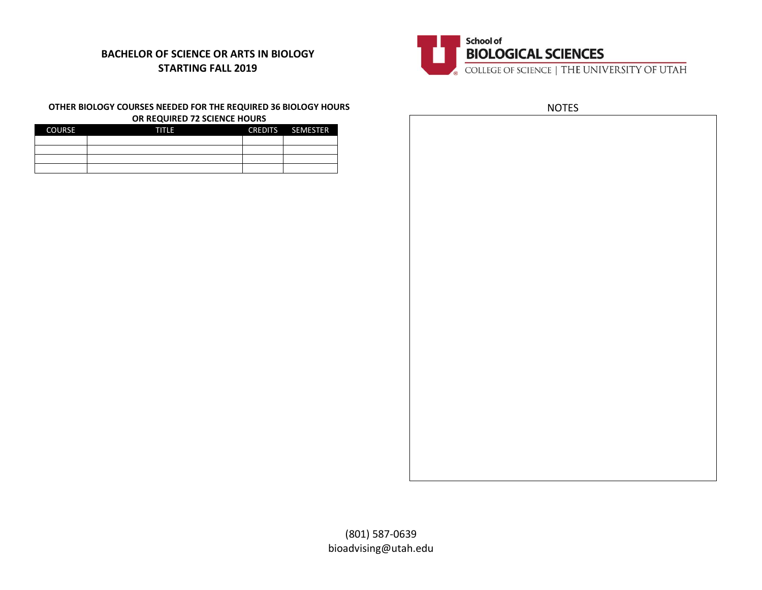**BACHELOR OF SCIENCE OR ARTS IN BIOLOGY**
**STARTING FALL 2019**

School of
BIOLOGICAL SCIENCES
COLLEGE OF SCIENCE | THE UNIVERSITY OF UTAH

**OTHER BIOLOGY COURSES NEEDED FOR THE REQUIRED 36 BIOLOGY HOURS OR REQUIRED 72 SCIENCE HOURS**

| COURSE | TITLE | CREDITS | SEMESTER |
|---|---|---|---|
| | | | |
| | | | |
| | | | |
| | | | |

NOTES

(801) 587-0639
bioadvising@utah.edu